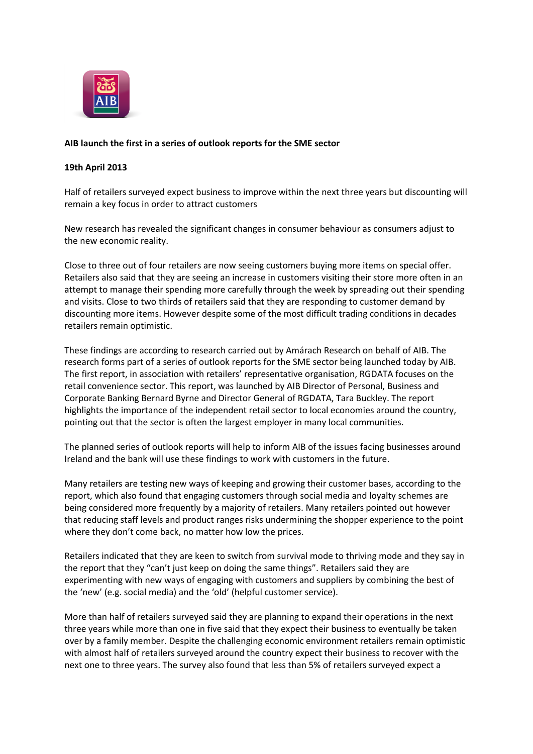**AIB launch the first in a series of outlook reports for the SME sector**

**19th April 2013**

Half of retailers surveyed expect business to improve within the next three years but discounting will remain a key focus in order to attract customers

New research has revealed the significant changes in consumer behaviour as consumers adjust to the new economic reality.

Close to three out of four retailers are now seeing customers buying more items on special offer. Retailers also said that they are seeing an increase in customers visiting their store more often in an attempt to manage their spending more carefully through the week by spreading out their spending and visits. Close to two thirds of retailers said that they are responding to customer demand by discounting more items. However despite some of the most difficult trading conditions in decades retailers remain optimistic.

These findings are according to research carried out by Amárach Research on behalf of AIB. The research forms part of a series of outlook reports for the SME sector being launched today by AIB. The first report, in association with retailers' representative organisation, RGDATA focuses on the retail convenience sector. This report, was launched by AIB Director of Personal, Business and Corporate Banking Bernard Byrne and Director General of RGDATA, Tara Buckley. The report highlights the importance of the independent retail sector to local economies around the country, pointing out that the sector is often the largest employer in many local communities.

The planned series of outlook reports will help to inform AIB of the issues facing businesses around Ireland and the bank will use these findings to work with customers in the future.

Many retailers are testing new ways of keeping and growing their customer bases, according to the report, which also found that engaging customers through social media and loyalty schemes are being considered more frequently by a majority of retailers. Many retailers pointed out however that reducing staff levels and product ranges risks undermining the shopper experience to the point where they don't come back, no matter how low the prices.

Retailers indicated that they are keen to switch from survival mode to thriving mode and they say in the report that they "can't just keep on doing the same things". Retailers said they are experimenting with new ways of engaging with customers and suppliers by combining the best of the 'new' (e.g. social media) and the 'old' (helpful customer service).

More than half of retailers surveyed said they are planning to expand their operations in the next three years while more than one in five said that they expect their business to eventually be taken over by a family member. Despite the challenging economic environment retailers remain optimistic with almost half of retailers surveyed around the country expect their business to recover with the next one to three years. The survey also found that less than 5% of retailers surveyed expect a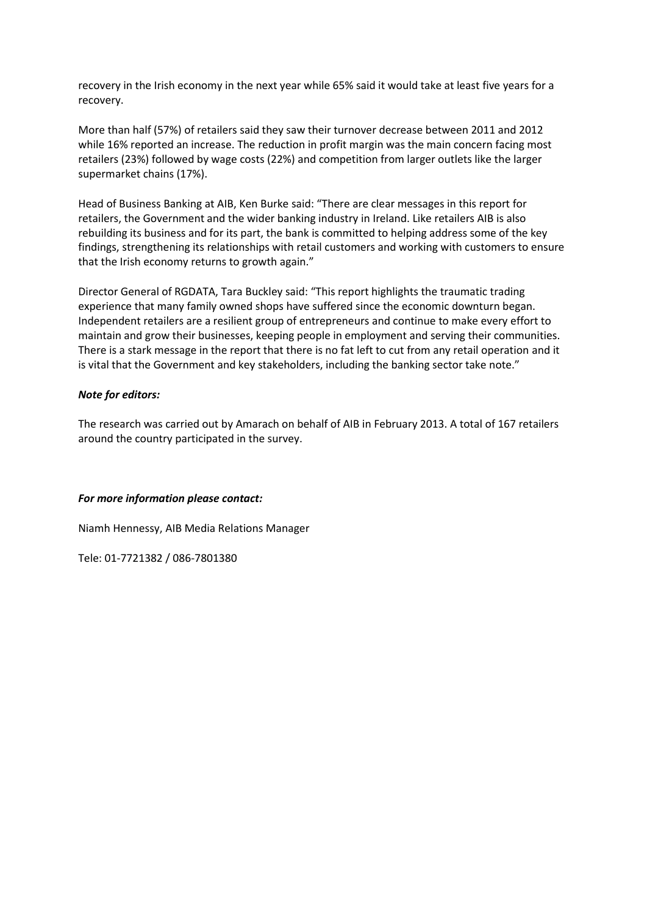recovery in the Irish economy in the next year while 65% said it would take at least five years for a recovery.

More than half (57%) of retailers said they saw their turnover decrease between 2011 and 2012 while 16% reported an increase. The reduction in profit margin was the main concern facing most retailers (23%) followed by wage costs (22%) and competition from larger outlets like the larger supermarket chains (17%).

Head of Business Banking at AIB, Ken Burke said: "There are clear messages in this report for retailers, the Government and the wider banking industry in Ireland. Like retailers AIB is also rebuilding its business and for its part, the bank is committed to helping address some of the key findings, strengthening its relationships with retail customers and working with customers to ensure that the Irish economy returns to growth again."

Director General of RGDATA, Tara Buckley said: "This report highlights the traumatic trading experience that many family owned shops have suffered since the economic downturn began. Independent retailers are a resilient group of entrepreneurs and continue to make every effort to maintain and grow their businesses, keeping people in employment and serving their communities. There is a stark message in the report that there is no fat left to cut from any retail operation and it is vital that the Government and key stakeholders, including the banking sector take note."

***Note for editors:***

The research was carried out by Amarach on behalf of AIB in February 2013. A total of 167 retailers around the country participated in the survey.

***For more information please contact:***

Niamh Hennessy, AIB Media Relations Manager

Tele: 01-7721382 / 086-7801380